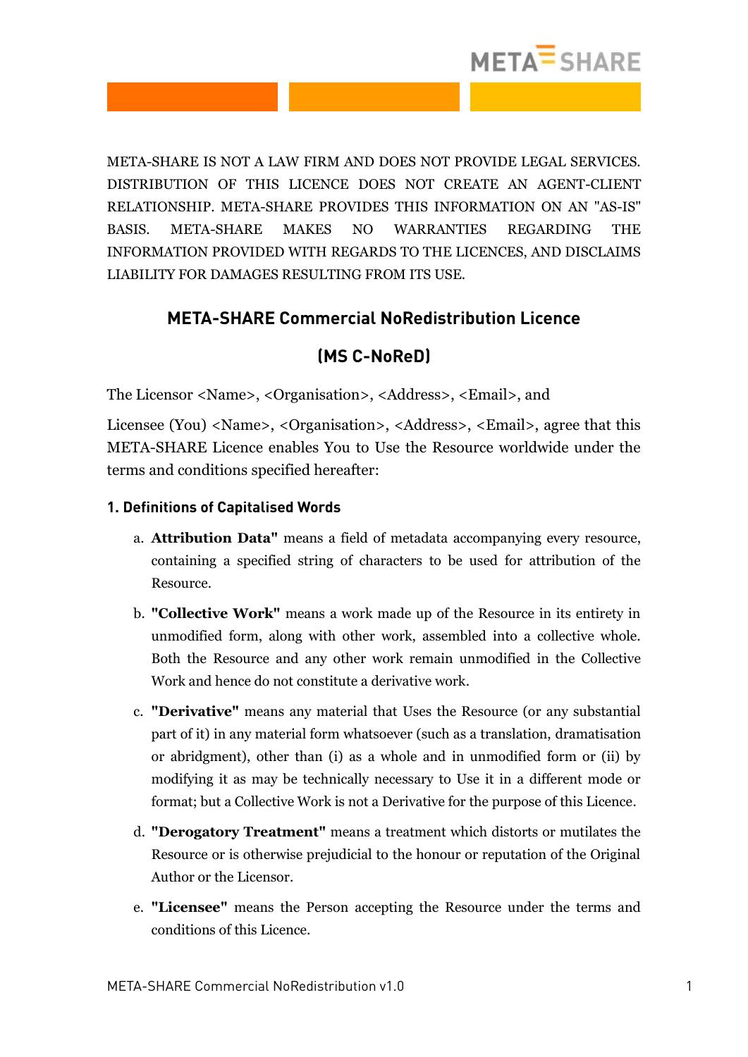META-SHARE IS NOT A LAW FIRM AND DOES NOT PROVIDE LEGAL SERVICES. DISTRIBUTION OF THIS LICENCE DOES NOT CREATE AN AGENT-CLIENT RELATIONSHIP. META-SHARE PROVIDES THIS INFORMATION ON AN "AS-IS" BASIS. META-SHARE MAKES NO WARRANTIES REGARDING THE INFORMATION PROVIDED WITH REGARDS TO THE LICENCES, AND DISCLAIMS LIABILITY FOR DAMAGES RESULTING FROM ITS USE.

# META-SHARE Commercial NoRedistribution Licence

# (MS C-NoReD)

The Licensor <Name>, <Organisation>, <Address>, <Email>, and

Licensee (You) <Name>, <Organisation>, <Address>, <Email>, agree that this META-SHARE Licence enables You to Use the Resource worldwide under the terms and conditions specified hereafter:

## 1. Definitions of Capitalised Words

a. **Attribution Data"** means a field of metadata accompanying every resource, containing a specified string of characters to be used for attribution of the Resource.

b. **"Collective Work"** means a work made up of the Resource in its entirety in unmodified form, along with other work, assembled into a collective whole. Both the Resource and any other work remain unmodified in the Collective Work and hence do not constitute a derivative work.

c. **"Derivative"** means any material that Uses the Resource (or any substantial part of it) in any material form whatsoever (such as a translation, dramatisation or abridgment), other than (i) as a whole and in unmodified form or (ii) by modifying it as may be technically necessary to Use it in a different mode or format; but a Collective Work is not a Derivative for the purpose of this Licence.

d. **"Derogatory Treatment"** means a treatment which distorts or mutilates the Resource or is otherwise prejudicial to the honour or reputation of the Original Author or the Licensor.

e. **"Licensee"** means the Person accepting the Resource under the terms and conditions of this Licence.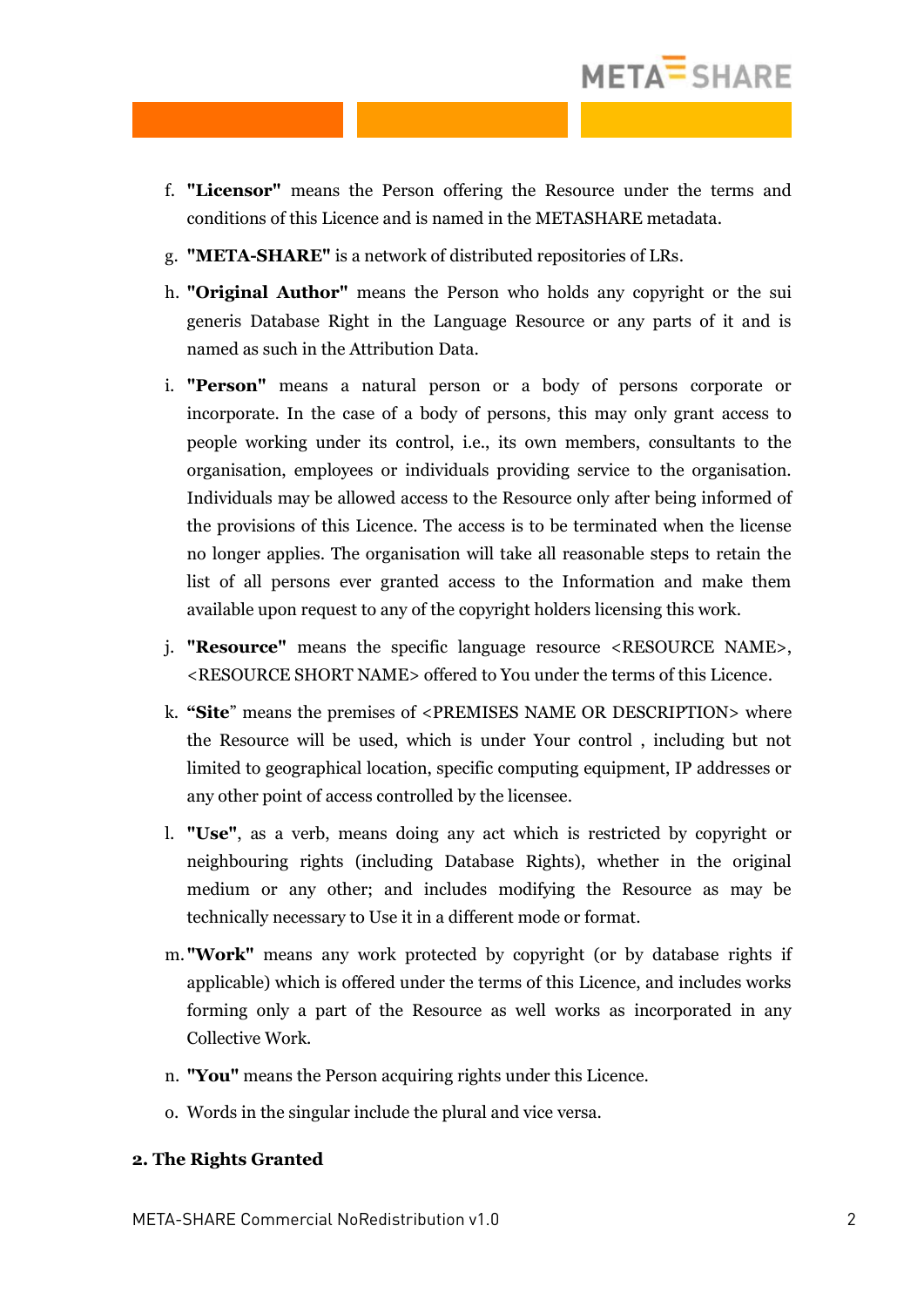f. **"Licensor"** means the Person offering the Resource under the terms and conditions of this Licence and is named in the METASHARE metadata.

g. **"META-SHARE"** is a network of distributed repositories of LRs.

h. **"Original Author"** means the Person who holds any copyright or the sui generis Database Right in the Language Resource or any parts of it and is named as such in the Attribution Data.

i. **"Person"** means a natural person or a body of persons corporate or incorporate. In the case of a body of persons, this may only grant access to people working under its control, i.e., its own members, consultants to the organisation, employees or individuals providing service to the organisation. Individuals may be allowed access to the Resource only after being informed of the provisions of this Licence. The access is to be terminated when the license no longer applies. The organisation will take all reasonable steps to retain the list of all persons ever granted access to the Information and make them available upon request to any of the copyright holders licensing this work.

j. **"Resource"** means the specific language resource <RESOURCE NAME>, <RESOURCE SHORT NAME> offered to You under the terms of this Licence.

k. **"Site"** means the premises of <PREMISES NAME OR DESCRIPTION> where the Resource will be used, which is under Your control , including but not limited to geographical location, specific computing equipment, IP addresses or any other point of access controlled by the licensee.

l. **"Use"**, as a verb, means doing any act which is restricted by copyright or neighbouring rights (including Database Rights), whether in the original medium or any other; and includes modifying the Resource as may be technically necessary to Use it in a different mode or format.

m. **"Work"** means any work protected by copyright (or by database rights if applicable) which is offered under the terms of this Licence, and includes works forming only a part of the Resource as well works as incorporated in any Collective Work.

n. **"You"** means the Person acquiring rights under this Licence.

o. Words in the singular include the plural and vice versa.

## 2. The Rights Granted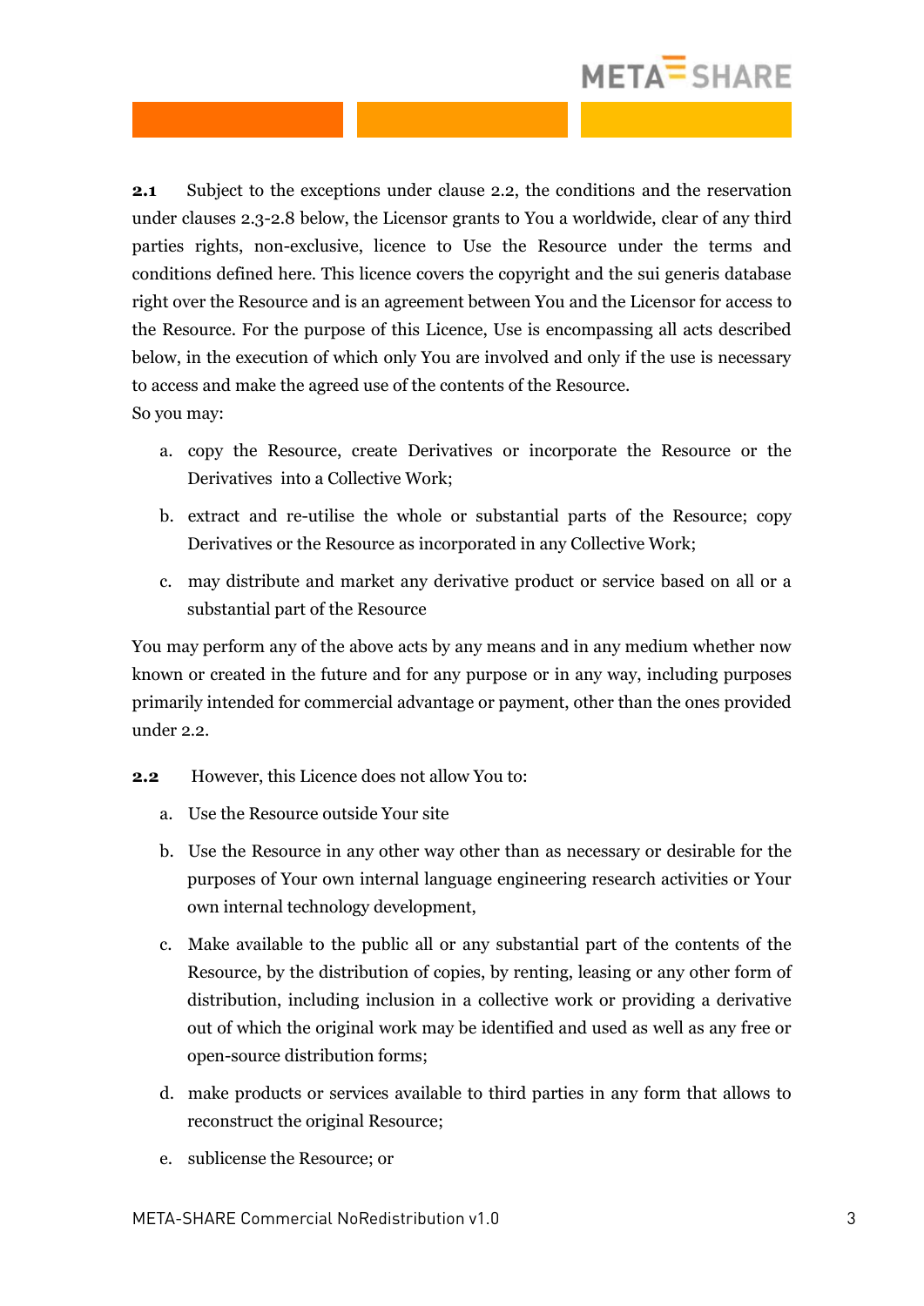**2.1** Subject to the exceptions under clause 2.2, the conditions and the reservation under clauses 2.3-2.8 below, the Licensor grants to You a worldwide, clear of any third parties rights, non-exclusive, licence to Use the Resource under the terms and conditions defined here. This licence covers the copyright and the sui generis database right over the Resource and is an agreement between You and the Licensor for access to the Resource. For the purpose of this Licence, Use is encompassing all acts described below, in the execution of which only You are involved and only if the use is necessary to access and make the agreed use of the contents of the Resource.
So you may:

a. copy the Resource, create Derivatives or incorporate the Resource or the Derivatives into a Collective Work;

b. extract and re-utilise the whole or substantial parts of the Resource; copy Derivatives or the Resource as incorporated in any Collective Work;

c. may distribute and market any derivative product or service based on all or a substantial part of the Resource

You may perform any of the above acts by any means and in any medium whether now known or created in the future and for any purpose or in any way, including purposes primarily intended for commercial advantage or payment, other than the ones provided under 2.2.

**2.2** However, this Licence does not allow You to:

a. Use the Resource outside Your site

b. Use the Resource in any other way other than as necessary or desirable for the purposes of Your own internal language engineering research activities or Your own internal technology development,

c. Make available to the public all or any substantial part of the contents of the Resource, by the distribution of copies, by renting, leasing or any other form of distribution, including inclusion in a collective work or providing a derivative out of which the original work may be identified and used as well as any free or open-source distribution forms;

d. make products or services available to third parties in any form that allows to reconstruct the original Resource;

e. sublicense the Resource; or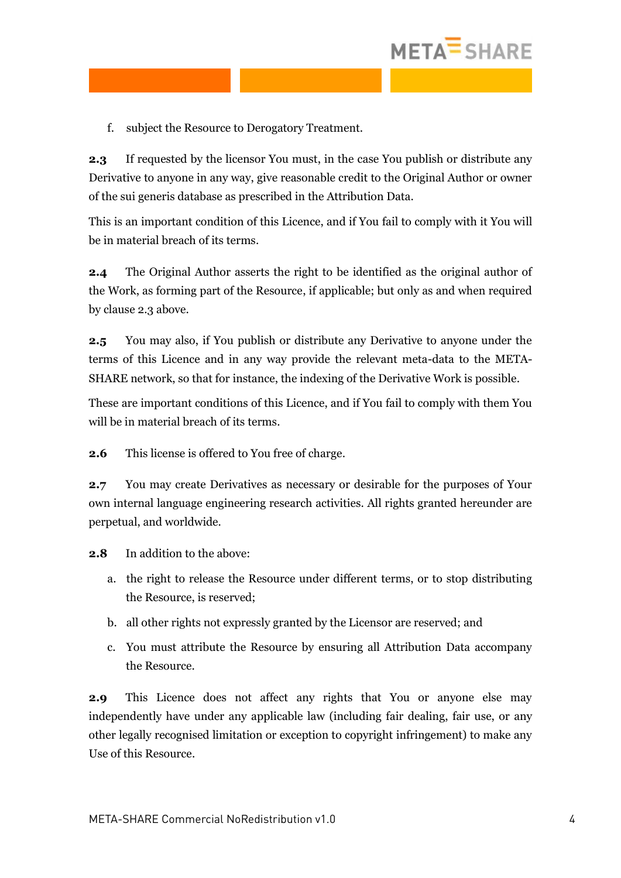f. subject the Resource to Derogatory Treatment.

**2.3** If requested by the licensor You must, in the case You publish or distribute any Derivative to anyone in any way, give reasonable credit to the Original Author or owner of the sui generis database as prescribed in the Attribution Data.

This is an important condition of this Licence, and if You fail to comply with it You will be in material breach of its terms.

**2.4** The Original Author asserts the right to be identified as the original author of the Work, as forming part of the Resource, if applicable; but only as and when required by clause 2.3 above.

**2.5** You may also, if You publish or distribute any Derivative to anyone under the terms of this Licence and in any way provide the relevant meta-data to the META-SHARE network, so that for instance, the indexing of the Derivative Work is possible.

These are important conditions of this Licence, and if You fail to comply with them You will be in material breach of its terms.

**2.6** This license is offered to You free of charge.

**2.7** You may create Derivatives as necessary or desirable for the purposes of Your own internal language engineering research activities. All rights granted hereunder are perpetual, and worldwide.

**2.8** In addition to the above:

a. the right to release the Resource under different terms, or to stop distributing the Resource, is reserved;

b. all other rights not expressly granted by the Licensor are reserved; and

c. You must attribute the Resource by ensuring all Attribution Data accompany the Resource.

**2.9** This Licence does not affect any rights that You or anyone else may independently have under any applicable law (including fair dealing, fair use, or any other legally recognised limitation or exception to copyright infringement) to make any Use of this Resource.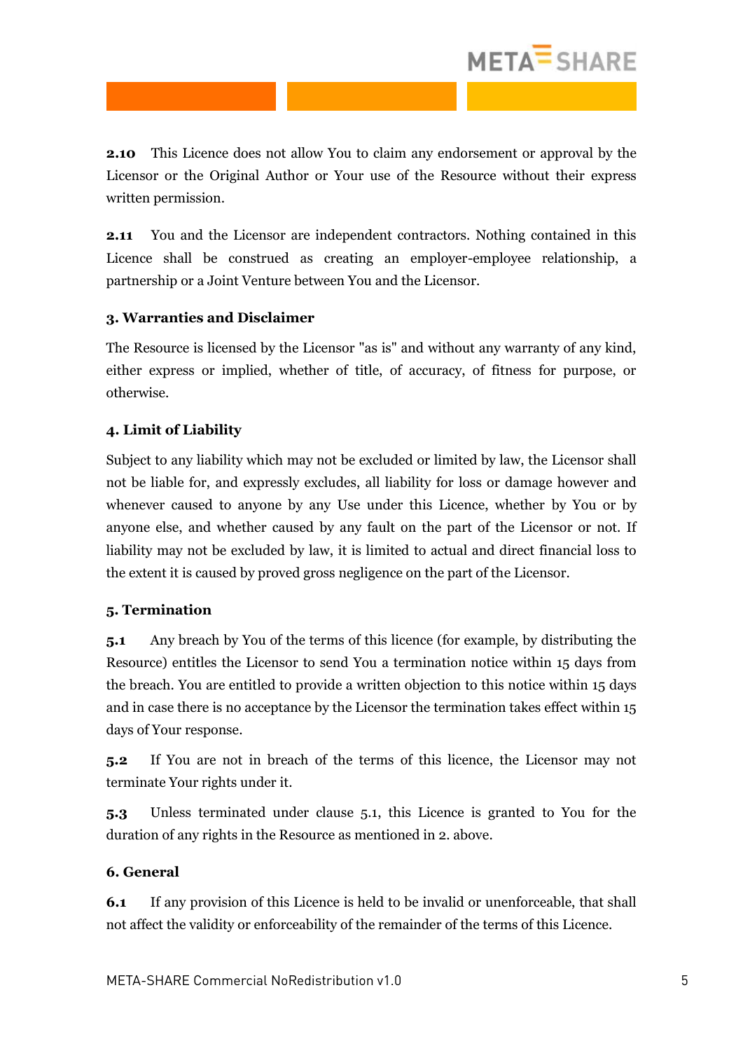**2.10** This Licence does not allow You to claim any endorsement or approval by the Licensor or the Original Author or Your use of the Resource without their express written permission.

**2.11** You and the Licensor are independent contractors. Nothing contained in this Licence shall be construed as creating an employer-employee relationship, a partnership or a Joint Venture between You and the Licensor.

**3. Warranties and Disclaimer**

The Resource is licensed by the Licensor "as is" and without any warranty of any kind, either express or implied, whether of title, of accuracy, of fitness for purpose, or otherwise.

**4. Limit of Liability**

Subject to any liability which may not be excluded or limited by law, the Licensor shall not be liable for, and expressly excludes, all liability for loss or damage however and whenever caused to anyone by any Use under this Licence, whether by You or by anyone else, and whether caused by any fault on the part of the Licensor or not. If liability may not be excluded by law, it is limited to actual and direct financial loss to the extent it is caused by proved gross negligence on the part of the Licensor.

**5. Termination**

**5.1** Any breach by You of the terms of this licence (for example, by distributing the Resource) entitles the Licensor to send You a termination notice within 15 days from the breach. You are entitled to provide a written objection to this notice within 15 days and in case there is no acceptance by the Licensor the termination takes effect within 15 days of Your response.

**5.2** If You are not in breach of the terms of this licence, the Licensor may not terminate Your rights under it.

**5.3** Unless terminated under clause 5.1, this Licence is granted to You for the duration of any rights in the Resource as mentioned in 2. above.

**6. General**

**6.1** If any provision of this Licence is held to be invalid or unenforceable, that shall not affect the validity or enforceability of the remainder of the terms of this Licence.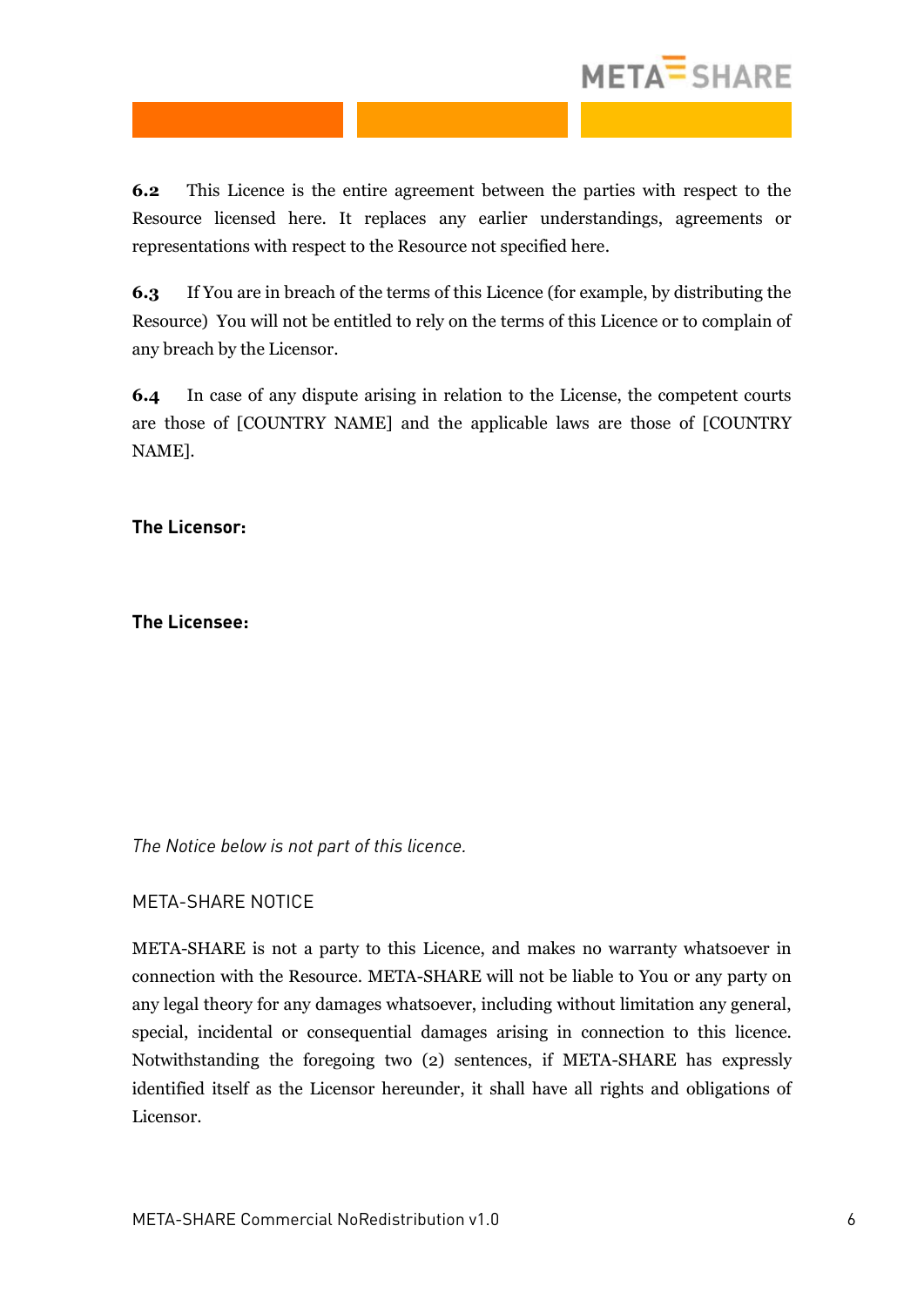**6.2** This Licence is the entire agreement between the parties with respect to the Resource licensed here. It replaces any earlier understandings, agreements or representations with respect to the Resource not specified here.

**6.3** If You are in breach of the terms of this Licence (for example, by distributing the Resource) You will not be entitled to rely on the terms of this Licence or to complain of any breach by the Licensor.

**6.4** In case of any dispute arising in relation to the License, the competent courts are those of [COUNTRY NAME] and the applicable laws are those of [COUNTRY NAME].

**The Licensor:**

**The Licensee:**

*The Notice below is not part of this licence.*

META-SHARE NOTICE

META-SHARE is not a party to this Licence, and makes no warranty whatsoever in connection with the Resource. META-SHARE will not be liable to You or any party on any legal theory for any damages whatsoever, including without limitation any general, special, incidental or consequential damages arising in connection to this licence. Notwithstanding the foregoing two (2) sentences, if META-SHARE has expressly identified itself as the Licensor hereunder, it shall have all rights and obligations of Licensor.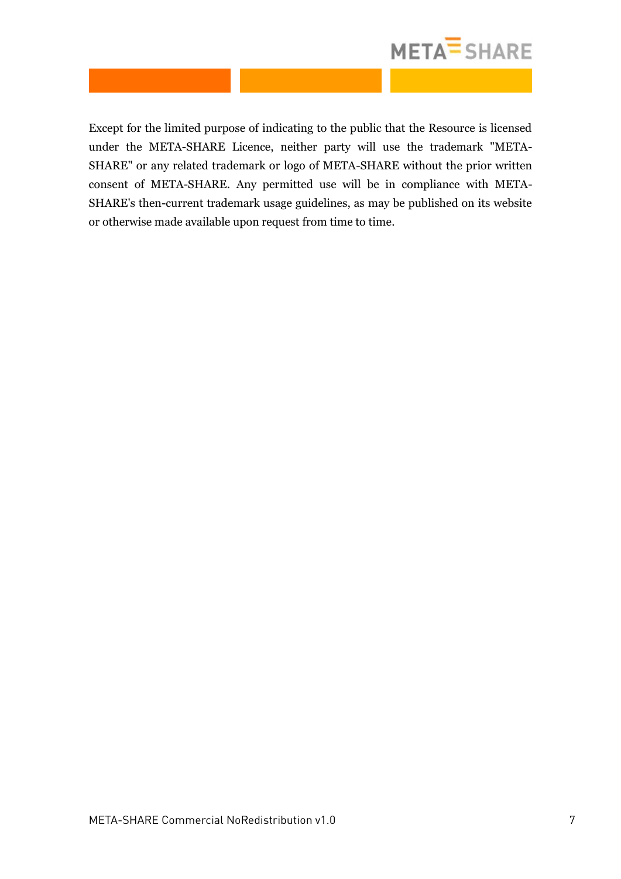Except for the limited purpose of indicating to the public that the Resource is licensed under the META-SHARE Licence, neither party will use the trademark "META-SHARE" or any related trademark or logo of META-SHARE without the prior written consent of META-SHARE. Any permitted use will be in compliance with META-SHARE's then-current trademark usage guidelines, as may be published on its website or otherwise made available upon request from time to time.